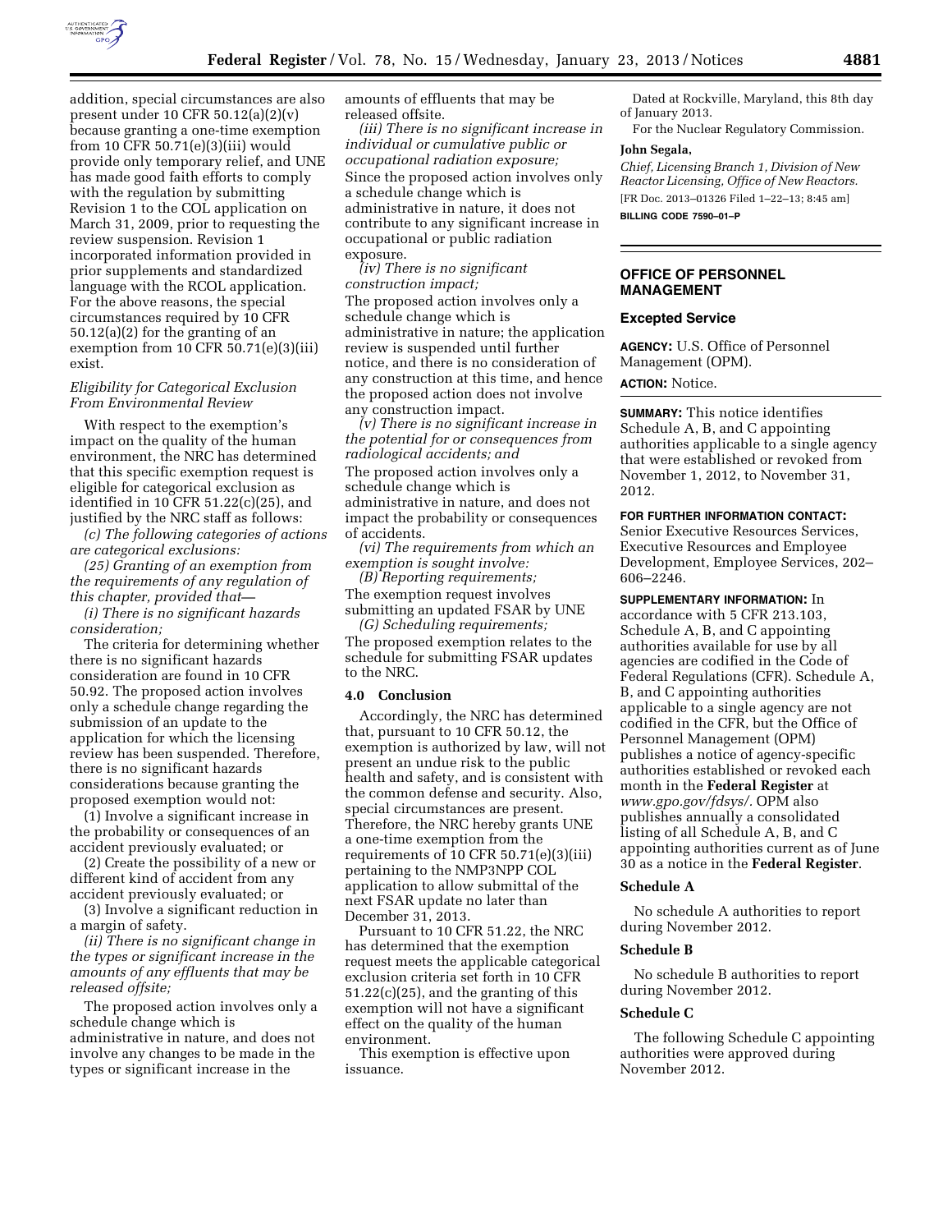addition, special circumstances are also present under 10 CFR 50.12(a)(2)(v) because granting a one-time exemption from 10 CFR 50.71(e)(3)(iii) would provide only temporary relief, and UNE has made good faith efforts to comply with the regulation by submitting Revision 1 to the COL application on March 31, 2009, prior to requesting the review suspension. Revision 1 incorporated information provided in prior supplements and standardized language with the RCOL application. For the above reasons, the special circumstances required by 10 CFR 50.12(a)(2) for the granting of an exemption from 10 CFR 50.71(e)(3)(iii) exist.

*Eligibility for Categorical Exclusion From Environmental Review*

With respect to the exemption's impact on the quality of the human environment, the NRC has determined that this specific exemption request is eligible for categorical exclusion as identified in 10 CFR 51.22(c)(25), and justified by the NRC staff as follows:

*(c) The following categories of actions are categorical exclusions:*

*(25) Granting of an exemption from the requirements of any regulation of this chapter, provided that—*

*(i) There is no significant hazards consideration;*

The criteria for determining whether there is no significant hazards consideration are found in 10 CFR 50.92. The proposed action involves only a schedule change regarding the submission of an update to the application for which the licensing review has been suspended. Therefore, there is no significant hazards considerations because granting the proposed exemption would not:

(1) Involve a significant increase in the probability or consequences of an accident previously evaluated; or

(2) Create the possibility of a new or different kind of accident from any accident previously evaluated; or

(3) Involve a significant reduction in a margin of safety.

*(ii) There is no significant change in the types or significant increase in the amounts of any effluents that may be released offsite;*

The proposed action involves only a schedule change which is administrative in nature, and does not involve any changes to be made in the types or significant increase in the amounts of effluents that may be released offsite.

*(iii) There is no significant increase in individual or cumulative public or occupational radiation exposure;*

Since the proposed action involves only a schedule change which is administrative in nature, it does not contribute to any significant increase in occupational or public radiation exposure.

*(iv) There is no significant construction impact;*

The proposed action involves only a schedule change which is administrative in nature; the application review is suspended until further notice, and there is no consideration of any construction at this time, and hence the proposed action does not involve any construction impact.

*(v) There is no significant increase in the potential for or consequences from radiological accidents; and*

The proposed action involves only a schedule change which is administrative in nature, and does not impact the probability or consequences of accidents.

*(vi) The requirements from which an exemption is sought involve:*

*(B) Reporting requirements;*

The exemption request involves submitting an updated FSAR by UNE

*(G) Scheduling requirements;*

The proposed exemption relates to the schedule for submitting FSAR updates to the NRC.

## 4.0 Conclusion

Accordingly, the NRC has determined that, pursuant to 10 CFR 50.12, the exemption is authorized by law, will not present an undue risk to the public health and safety, and is consistent with the common defense and security. Also, special circumstances are present. Therefore, the NRC hereby grants UNE a one-time exemption from the requirements of 10 CFR 50.71(e)(3)(iii) pertaining to the NMP3NPP COL application to allow submittal of the next FSAR update no later than December 31, 2013.

Pursuant to 10 CFR 51.22, the NRC has determined that the exemption request meets the applicable categorical exclusion criteria set forth in 10 CFR 51.22(c)(25), and the granting of this exemption will not have a significant effect on the quality of the human environment.

This exemption is effective upon issuance.

Dated at Rockville, Maryland, this 8th day of January 2013.

For the Nuclear Regulatory Commission.

**John Segala,**

*Chief, Licensing Branch 1, Division of New Reactor Licensing, Office of New Reactors.*

[FR Doc. 2013–01326 Filed 1–22–13; 8:45 am]

**BILLING CODE 7590–01–P**

---

# OFFICE OF PERSONNEL MANAGEMENT

## Excepted Service

**AGENCY:** U.S. Office of Personnel Management (OPM).

**ACTION:** Notice.

**SUMMARY:** This notice identifies Schedule A, B, and C appointing authorities applicable to a single agency that were established or revoked from November 1, 2012, to November 31, 2012.

**FOR FURTHER INFORMATION CONTACT:** Senior Executive Resources Services, Executive Resources and Employee Development, Employee Services, 202–606–2246.

**SUPPLEMENTARY INFORMATION:** In accordance with 5 CFR 213.103, Schedule A, B, and C appointing authorities available for use by all agencies are codified in the Code of Federal Regulations (CFR). Schedule A, B, and C appointing authorities applicable to a single agency are not codified in the CFR, but the Office of Personnel Management (OPM) publishes a notice of agency-specific authorities established or revoked each month in the **Federal Register** at *www.gpo.gov/fdsys/*. OPM also publishes annually a consolidated listing of all Schedule A, B, and C appointing authorities current as of June 30 as a notice in the **Federal Register**.

### Schedule A

No schedule A authorities to report during November 2012.

### Schedule B

No schedule B authorities to report during November 2012.

### Schedule C

The following Schedule C appointing authorities were approved during November 2012.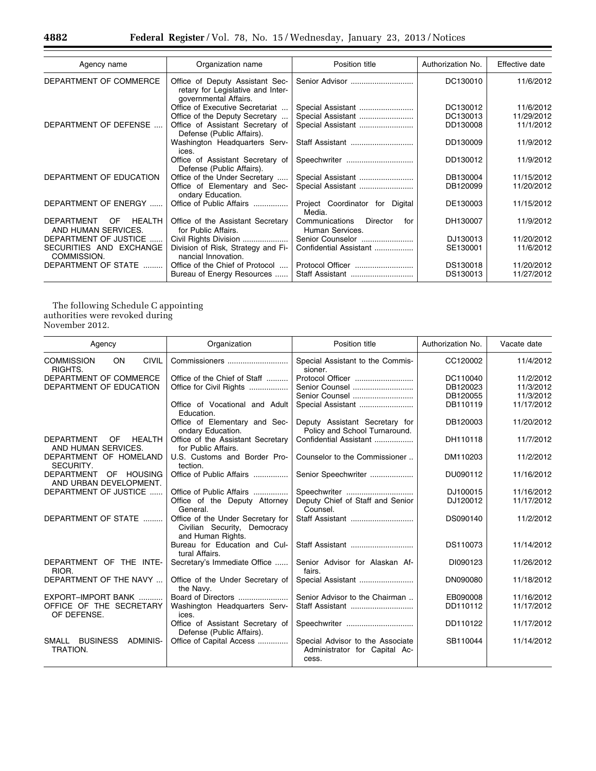| Agency name | Organization name | Position title | Authorization No. | Effective date |
| --- | --- | --- | --- | --- |
| DEPARTMENT OF COMMERCE | Office of Deputy Assistant Secretary for Legislative and Intergovernmental Affairs. | Senior Advisor | DC130010 | 11/6/2012 |
| | Office of Executive Secretariat | Special Assistant | DC130012 | 11/6/2012 |
| | Office of the Deputy Secretary | Special Assistant | DC130013 | 11/29/2012 |
| DEPARTMENT OF DEFENSE | Office of Assistant Secretary of Defense (Public Affairs). | Special Assistant | DD130008 | 11/1/2012 |
| | Washington Headquarters Services. | Staff Assistant | DD130009 | 11/9/2012 |
| | Office of Assistant Secretary of Defense (Public Affairs). | Speechwriter | DD130012 | 11/9/2012 |
| DEPARTMENT OF EDUCATION | Office of the Under Secretary | Special Assistant | DB130004 | 11/15/2012 |
| | Office of Elementary and Secondary Education. | Special Assistant | DB120099 | 11/20/2012 |
| DEPARTMENT OF ENERGY | Office of Public Affairs | Project Coordinator for Digital Media. | DE130003 | 11/15/2012 |
| DEPARTMENT OF HEALTH AND HUMAN SERVICES. | Office of the Assistant Secretary for Public Affairs. | Communications Director for Human Services. | DH130007 | 11/9/2012 |
| DEPARTMENT OF JUSTICE | Civil Rights Division | Senior Counselor | DJ130013 | 11/20/2012 |
| SECURITIES AND EXCHANGE COMMISSION. | Division of Risk, Strategy and Financial Innovation. | Confidential Assistant | SE130001 | 11/6/2012 |
| DEPARTMENT OF STATE | Office of the Chief of Protocol | Protocol Officer | DS130018 | 11/20/2012 |
| | Bureau of Energy Resources | Staff Assistant | DS130013 | 11/27/2012 |

The following Schedule C appointing authorities were revoked during November 2012.

| Agency | Organization | Position title | Authorization No. | Vacate date |
| --- | --- | --- | --- | --- |
| COMMISSION ON CIVIL RIGHTS. | Commissioners | Special Assistant to the Commissioner. | CC120002 | 11/4/2012 |
| DEPARTMENT OF COMMERCE | Office of the Chief of Staff | Protocol Officer | DC110040 | 11/2/2012 |
| DEPARTMENT OF EDUCATION | Office for Civil Rights | Senior Counsel | DB120023 | 11/3/2012 |
| | | Senior Counsel | DB120055 | 11/3/2012 |
| | Office of Vocational and Adult Education. | Special Assistant | DB110119 | 11/17/2012 |
| | Office of Elementary and Secondary Education. | Deputy Assistant Secretary for Policy and School Turnaround. | DB120003 | 11/20/2012 |
| DEPARTMENT OF HEALTH AND HUMAN SERVICES. | Office of the Assistant Secretary for Public Affairs. | Confidential Assistant | DH110118 | 11/7/2012 |
| DEPARTMENT OF HOMELAND SECURITY. | U.S. Customs and Border Protection. | Counselor to the Commissioner | DM110203 | 11/2/2012 |
| DEPARTMENT OF HOUSING AND URBAN DEVELOPMENT. | Office of Public Affairs | Senior Speechwriter | DU090112 | 11/16/2012 |
| DEPARTMENT OF JUSTICE | Office of Public Affairs | Speechwriter | DJ100015 | 11/16/2012 |
| | Office of the Deputy Attorney General. | Deputy Chief of Staff and Senior Counsel. | DJ120012 | 11/17/2012 |
| DEPARTMENT OF STATE | Office of the Under Secretary for Civilian Security, Democracy and Human Rights. | Staff Assistant | DS090140 | 11/2/2012 |
| | Bureau for Education and Cultural Affairs. | Staff Assistant | DS110073 | 11/14/2012 |
| DEPARTMENT OF THE INTERIOR. | Secretary's Immediate Office | Senior Advisor for Alaskan Affairs. | DI090123 | 11/26/2012 |
| DEPARTMENT OF THE NAVY | Office of the Under Secretary of the Navy. | Special Assistant | DN090080 | 11/18/2012 |
| EXPORT–IMPORT BANK | Board of Directors | Senior Advisor to the Chairman | EB090008 | 11/16/2012 |
| OFFICE OF THE SECRETARY OF DEFENSE. | Washington Headquarters Services. | Staff Assistant | DD110112 | 11/17/2012 |
| | Office of Assistant Secretary of Defense (Public Affairs). | Speechwriter | DD110122 | 11/17/2012 |
| SMALL BUSINESS ADMINISTRATION. | Office of Capital Access | Special Advisor to the Associate Administrator for Capital Access. | SB110044 | 11/14/2012 |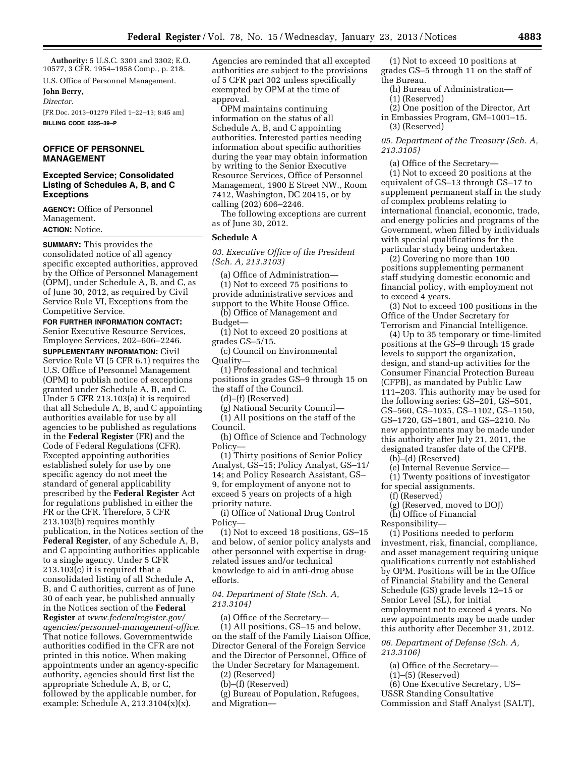**Authority:** 5 U.S.C. 3301 and 3302; E.O. 10577, 3 CFR, 1954–1958 Comp., p. 218.

U.S. Office of Personnel Management.

**John Berry,**

*Director.*

[FR Doc. 2013–01279 Filed 1–22–13; 8:45 am]

**BILLING CODE 6325–39–P**

---

## OFFICE OF PERSONNEL MANAGEMENT

### Excepted Service; Consolidated Listing of Schedules A, B, and C Exceptions

**AGENCY:** Office of Personnel Management.

**ACTION:** Notice.

**SUMMARY:** This provides the consolidated notice of all agency specific excepted authorities, approved by the Office of Personnel Management (OPM), under Schedule A, B, and C, as of June 30, 2012, as required by Civil Service Rule VI, Exceptions from the Competitive Service.

**FOR FURTHER INFORMATION CONTACT:** Senior Executive Resource Services, Employee Services, 202–606–2246.

**SUPPLEMENTARY INFORMATION:** Civil Service Rule VI (5 CFR 6.1) requires the U.S. Office of Personnel Management (OPM) to publish notice of exceptions granted under Schedule A, B, and C. Under 5 CFR 213.103(a) it is required that all Schedule A, B, and C appointing authorities available for use by all agencies to be published as regulations in the **Federal Register** (FR) and the Code of Federal Regulations (CFR). Excepted appointing authorities established solely for use by one specific agency do not meet the standard of general applicability prescribed by the **Federal Register** Act for regulations published in either the FR or the CFR. Therefore, 5 CFR 213.103(b) requires monthly publication, in the Notices section of the **Federal Register**, of any Schedule A, B, and C appointing authorities applicable to a single agency. Under 5 CFR 213.103(c) it is required that a consolidated listing of all Schedule A, B, and C authorities, current as of June 30 of each year, be published annually in the Notices section of the **Federal Register** at *www.federalregister.gov/agencies/personnel-management-office*. That notice follows. Governmentwide authorities codified in the CFR are not printed in this notice. When making appointments under an agency-specific authority, agencies should first list the appropriate Schedule A, B, or C, followed by the applicable number, for example: Schedule A, 213.3104(x)(x).

Agencies are reminded that all excepted authorities are subject to the provisions of 5 CFR part 302 unless specifically exempted by OPM at the time of approval.

OPM maintains continuing information on the status of all Schedule A, B, and C appointing authorities. Interested parties needing information about specific authorities during the year may obtain information by writing to the Senior Executive Resource Services, Office of Personnel Management, 1900 E Street NW., Room 7412, Washington, DC 20415, or by calling (202) 606–2246.

The following exceptions are current as of June 30, 2012.

**Schedule A**

*03. Executive Office of the President (Sch. A, 213.3103)*

(a) Office of Administration—

(1) Not to exceed 75 positions to provide administrative services and support to the White House Office.

(b) Office of Management and Budget—

(1) Not to exceed 20 positions at grades GS–5/15.

(c) Council on Environmental Quality—

(1) Professional and technical positions in grades GS–9 through 15 on the staff of the Council.

(d)–(f) (Reserved)

(g) National Security Council—

(1) All positions on the staff of the Council.

(h) Office of Science and Technology Policy—

(1) Thirty positions of Senior Policy Analyst, GS–15; Policy Analyst, GS–11/14; and Policy Research Assistant, GS–9, for employment of anyone not to exceed 5 years on projects of a high priority nature.

(i) Office of National Drug Control Policy—

(1) Not to exceed 18 positions, GS–15 and below, of senior policy analysts and other personnel with expertise in drug-related issues and/or technical knowledge to aid in anti-drug abuse efforts.

*04. Department of State (Sch. A, 213.3104)*

(a) Office of the Secretary—

(1) All positions, GS–15 and below, on the staff of the Family Liaison Office, Director General of the Foreign Service and the Director of Personnel, Office of the Under Secretary for Management.

(2) (Reserved)

(b)–(f) (Reserved)

(g) Bureau of Population, Refugees, and Migration—

(1) Not to exceed 10 positions at grades GS–5 through 11 on the staff of the Bureau.

(h) Bureau of Administration—

(1) (Reserved)

(2) One position of the Director, Art in Embassies Program, GM–1001–15.

(3) (Reserved)

*05. Department of the Treasury (Sch. A, 213.3105)*

(a) Office of the Secretary—

(1) Not to exceed 20 positions at the equivalent of GS–13 through GS–17 to supplement permanent staff in the study of complex problems relating to international financial, economic, trade, and energy policies and programs of the Government, when filled by individuals with special qualifications for the particular study being undertaken.

(2) Covering no more than 100 positions supplementing permanent staff studying domestic economic and financial policy, with employment not to exceed 4 years.

(3) Not to exceed 100 positions in the Office of the Under Secretary for Terrorism and Financial Intelligence.

(4) Up to 35 temporary or time-limited positions at the GS–9 through 15 grade levels to support the organization, design, and stand-up activities for the Consumer Financial Protection Bureau (CFPB), as mandated by Public Law 111–203. This authority may be used for the following series: GS–201, GS–501, GS–560, GS–1035, GS–1102, GS–1150, GS–1720, GS–1801, and GS–2210. No new appointments may be made under this authority after July 21, 2011, the designated transfer date of the CFPB.

(b)–(d) (Reserved)

(e) Internal Revenue Service—

(1) Twenty positions of investigator for special assignments.

(f) (Reserved)

(g) (Reserved, moved to DOJ)

(h) Office of Financial Responsibility—

(1) Positions needed to perform investment, risk, financial, compliance, and asset management requiring unique qualifications currently not established by OPM. Positions will be in the Office of Financial Stability and the General Schedule (GS) grade levels 12–15 or Senior Level (SL), for initial employment not to exceed 4 years. No new appointments may be made under this authority after December 31, 2012.

*06. Department of Defense (Sch. A, 213.3106)*

(a) Office of the Secretary—

(1)–(5) (Reserved)

(6) One Executive Secretary, US–USSR Standing Consultative Commission and Staff Analyst (SALT),